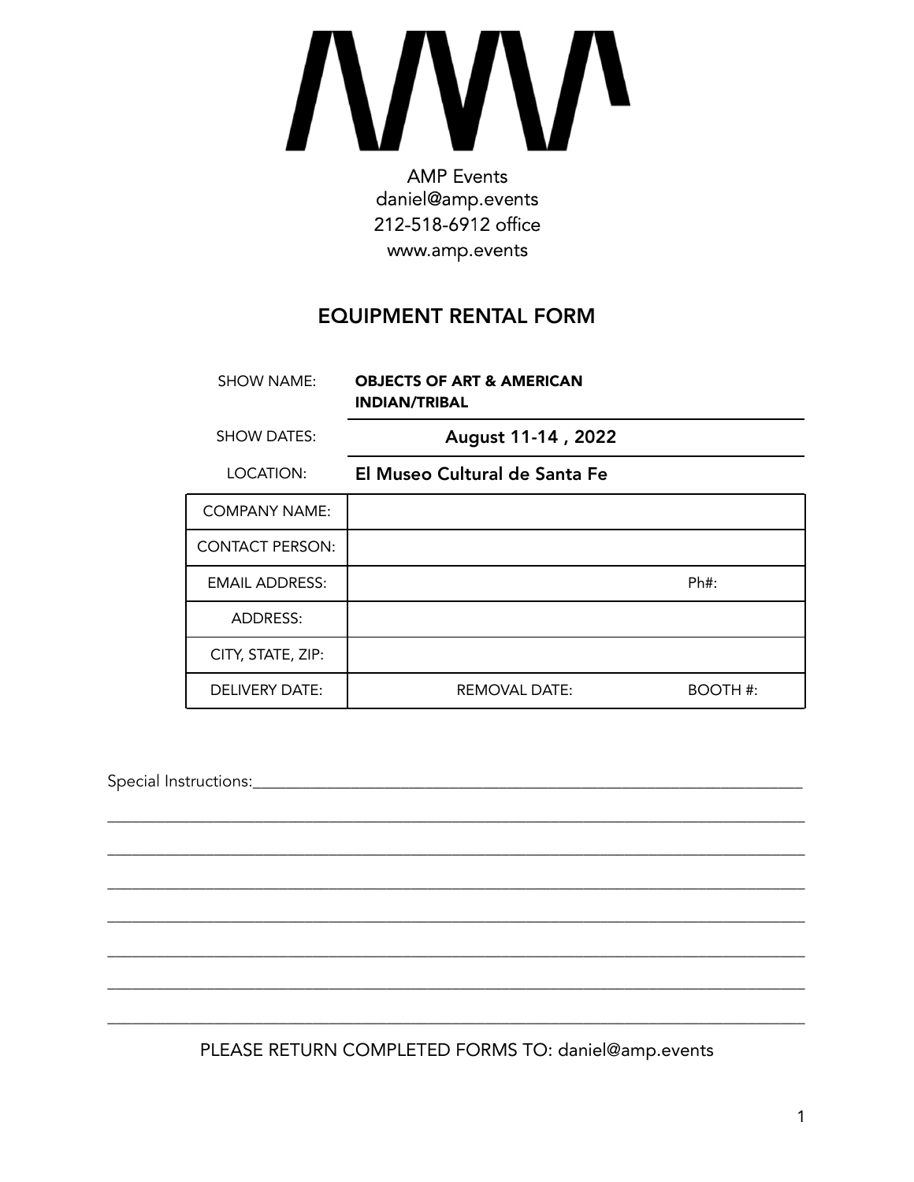AMP Events
daniel@amp.events
212-518-6912 office
www.amp.events

# EQUIPMENT RENTAL FORM

| | | |
|---|---|---|
| SHOW NAME: | **OBJECTS OF ART & AMERICAN INDIAN/TRIBAL** | |
| SHOW DATES: | **August 11-14 , 2022** | |
| LOCATION: | **El Museo Cultural de Santa Fe** | |
| COMPANY NAME: | | |
| CONTACT PERSON: | | |
| EMAIL ADDRESS: | | Ph#: |
| ADDRESS: | | |
| CITY, STATE, ZIP: | | |
| DELIVERY DATE: | REMOVAL DATE: | BOOTH #: |

Special Instructions:___________________________________________________________________

_______________________________________________________________________________

_______________________________________________________________________________

_______________________________________________________________________________

_______________________________________________________________________________

_______________________________________________________________________________

_______________________________________________________________________________

_______________________________________________________________________________

PLEASE RETURN COMPLETED FORMS TO: daniel@amp.events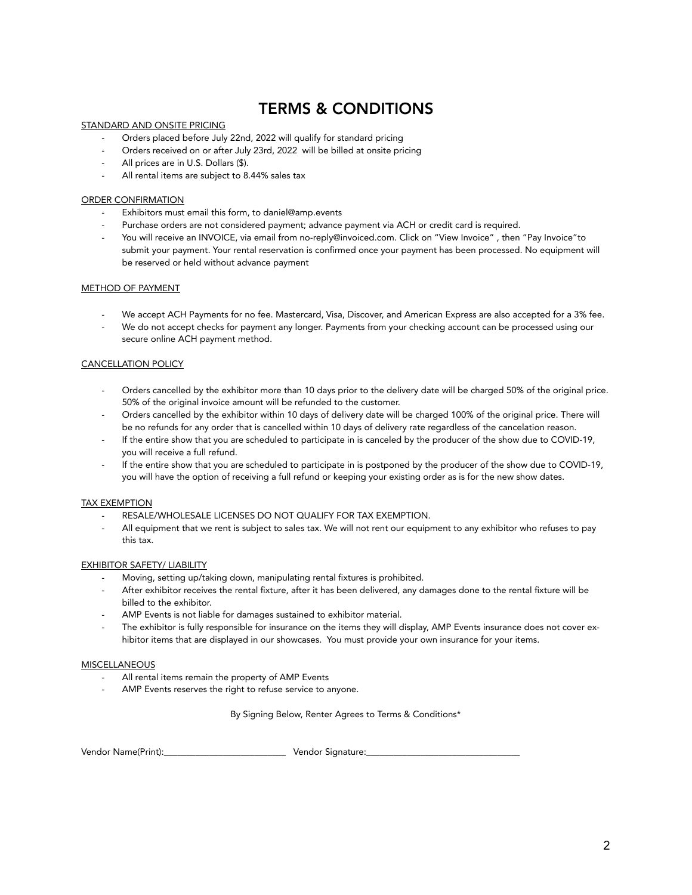# TERMS & CONDITIONS

STANDARD AND ONSITE PRICING

- Orders placed before July 22nd, 2022 will qualify for standard pricing
- Orders received on or after July 23rd, 2022 will be billed at onsite pricing
- All prices are in U.S. Dollars ($).
- All rental items are subject to 8.44% sales tax

ORDER CONFIRMATION

- Exhibitors must email this form, to daniel@amp.events
- Purchase orders are not considered payment; advance payment via ACH or credit card is required.
- You will receive an INVOICE, via email from no-reply@invoiced.com. Click on "View Invoice" , then "Pay Invoice"to submit your payment. Your rental reservation is confirmed once your payment has been processed. No equipment will be reserved or held without advance payment

METHOD OF PAYMENT

- We accept ACH Payments for no fee. Mastercard, Visa, Discover, and American Express are also accepted for a 3% fee.
- We do not accept checks for payment any longer. Payments from your checking account can be processed using our secure online ACH payment method.

CANCELLATION POLICY

- Orders cancelled by the exhibitor more than 10 days prior to the delivery date will be charged 50% of the original price. 50% of the original invoice amount will be refunded to the customer.
- Orders cancelled by the exhibitor within 10 days of delivery date will be charged 100% of the original price. There will be no refunds for any order that is cancelled within 10 days of delivery rate regardless of the cancelation reason.
- If the entire show that you are scheduled to participate in is canceled by the producer of the show due to COVID-19, you will receive a full refund.
- If the entire show that you are scheduled to participate in is postponed by the producer of the show due to COVID-19, you will have the option of receiving a full refund or keeping your existing order as is for the new show dates.

TAX EXEMPTION

- RESALE/WHOLESALE LICENSES DO NOT QUALIFY FOR TAX EXEMPTION.
- All equipment that we rent is subject to sales tax. We will not rent our equipment to any exhibitor who refuses to pay this tax.

EXHIBITOR SAFETY/ LIABILITY

- Moving, setting up/taking down, manipulating rental fixtures is prohibited.
- After exhibitor receives the rental fixture, after it has been delivered, any damages done to the rental fixture will be billed to the exhibitor.
- AMP Events is not liable for damages sustained to exhibitor material.
- The exhibitor is fully responsible for insurance on the items they will display, AMP Events insurance does not cover exhibitor items that are displayed in our showcases. You must provide your own insurance for your items.

MISCELLANEOUS

- All rental items remain the property of AMP Events
- AMP Events reserves the right to refuse service to anyone.

By Signing Below, Renter Agrees to Terms & Conditions*

Vendor Name(Print):__________________________ Vendor Signature:_________________________________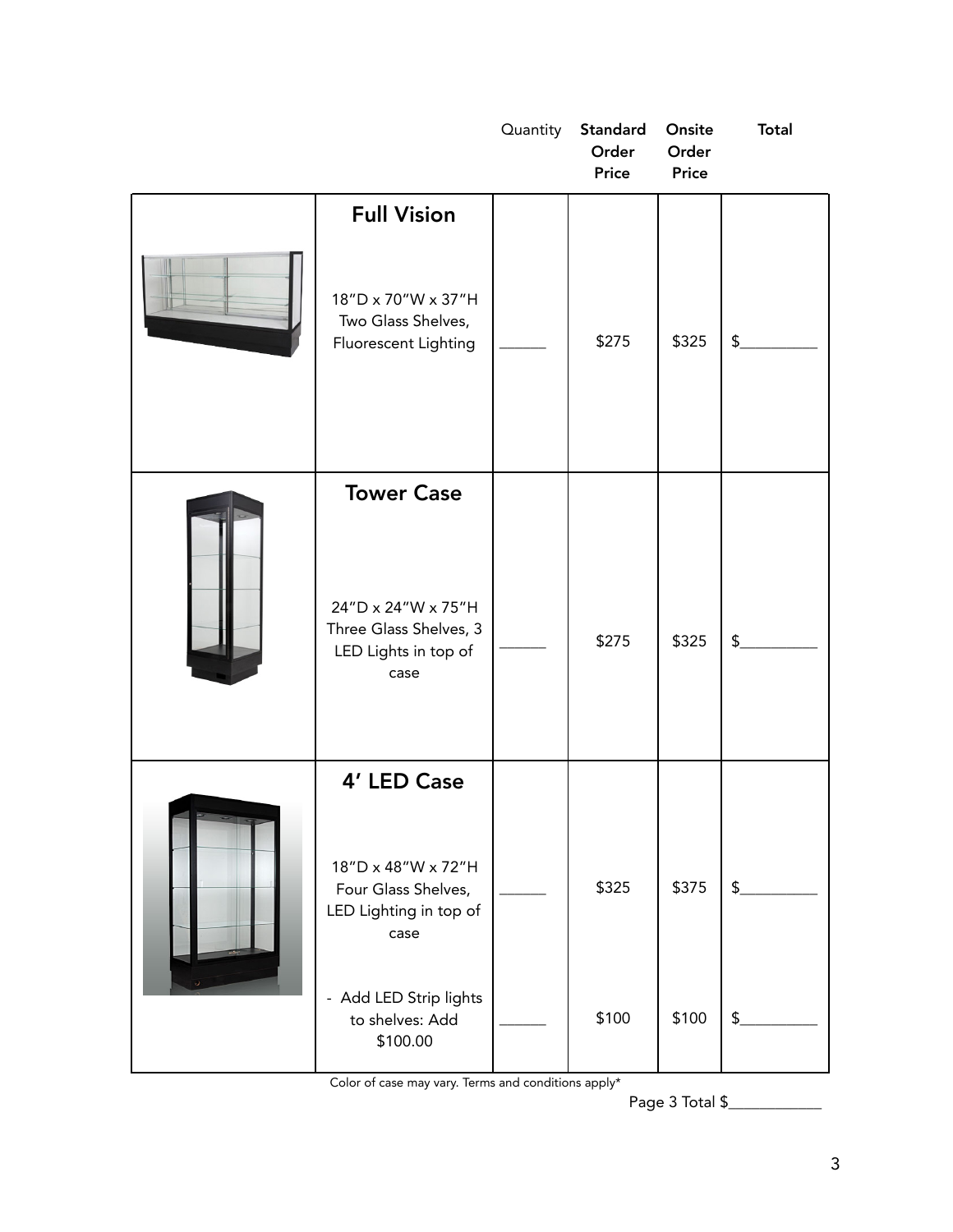| | | Quantity | Standard Order Price | Onsite Order Price | Total |
|---|---|---|---|---|---|
| | **Full Vision**<br><br>18"D x 70"W x 37"H<br>Two Glass Shelves, Fluorescent Lighting | ______ | $275 | $325 | $__________ |
| | **Tower Case**<br><br>24"D x 24"W x 75"H<br>Three Glass Shelves, 3 LED Lights in top of case | ______ | $275 | $325 | $__________ |
| | **4' LED Case**<br><br>18"D x 48"W x 72"H<br>Four Glass Shelves, LED Lighting in top of case | ______ | $325 | $375 | $__________ |
| | - Add LED Strip lights to shelves: Add $100.00 | ______ | $100 | $100 | $__________ |

Color of case may vary. Terms and conditions apply*

Page 3 Total $____________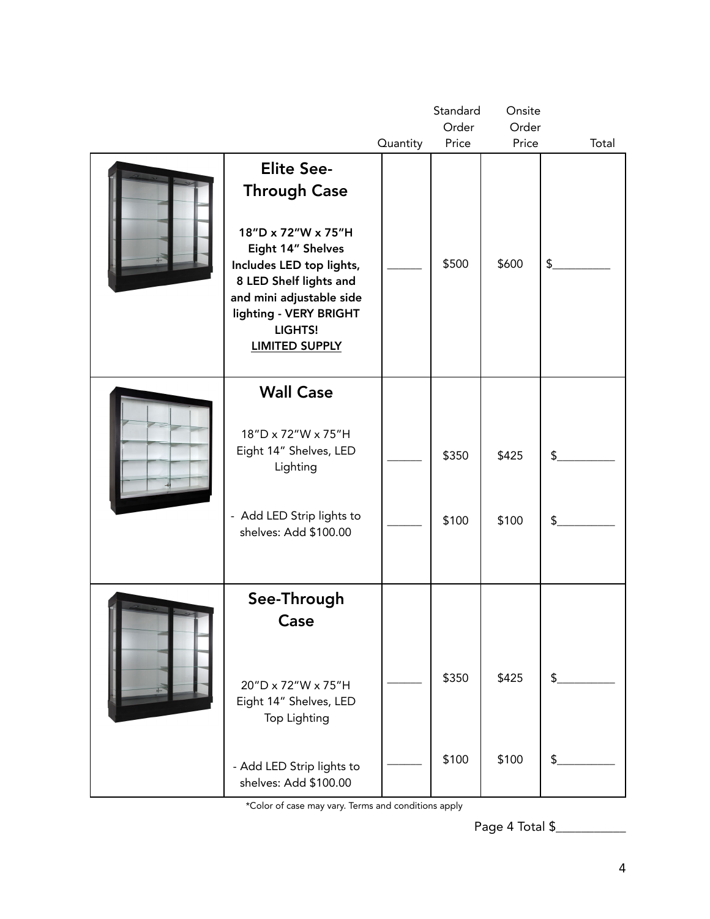| | | Quantity | Standard Order Price | Onsite Order Price | Total |
|---|---|---|---|---|---|
| | **Elite See-Through Case**<br><br>**18"D x 72"W x 75"H Eight 14" Shelves Includes LED top lights, 8 LED Shelf lights and and mini adjustable side lighting - VERY BRIGHT LIGHTS!**<br>**<u>LIMITED SUPPLY</u>** | ______ | $500 | $600 | $_________ |
| | **Wall Case**<br><br>18"D x 72"W x 75"H Eight 14" Shelves, LED Lighting | ______ | $350 | $425 | $_________ |
| | - Add LED Strip lights to shelves: Add $100.00 | ______ | $100 | $100 | $_________ |
| | **See-Through Case**<br><br>20"D x 72"W x 75"H Eight 14" Shelves, LED Top Lighting | ______ | $350 | $425 | $_________ |
| | - Add LED Strip lights to shelves: Add $100.00 | ______ | $100 | $100 | $_________ |

*Color of case may vary. Terms and conditions apply

Page 4 Total $__________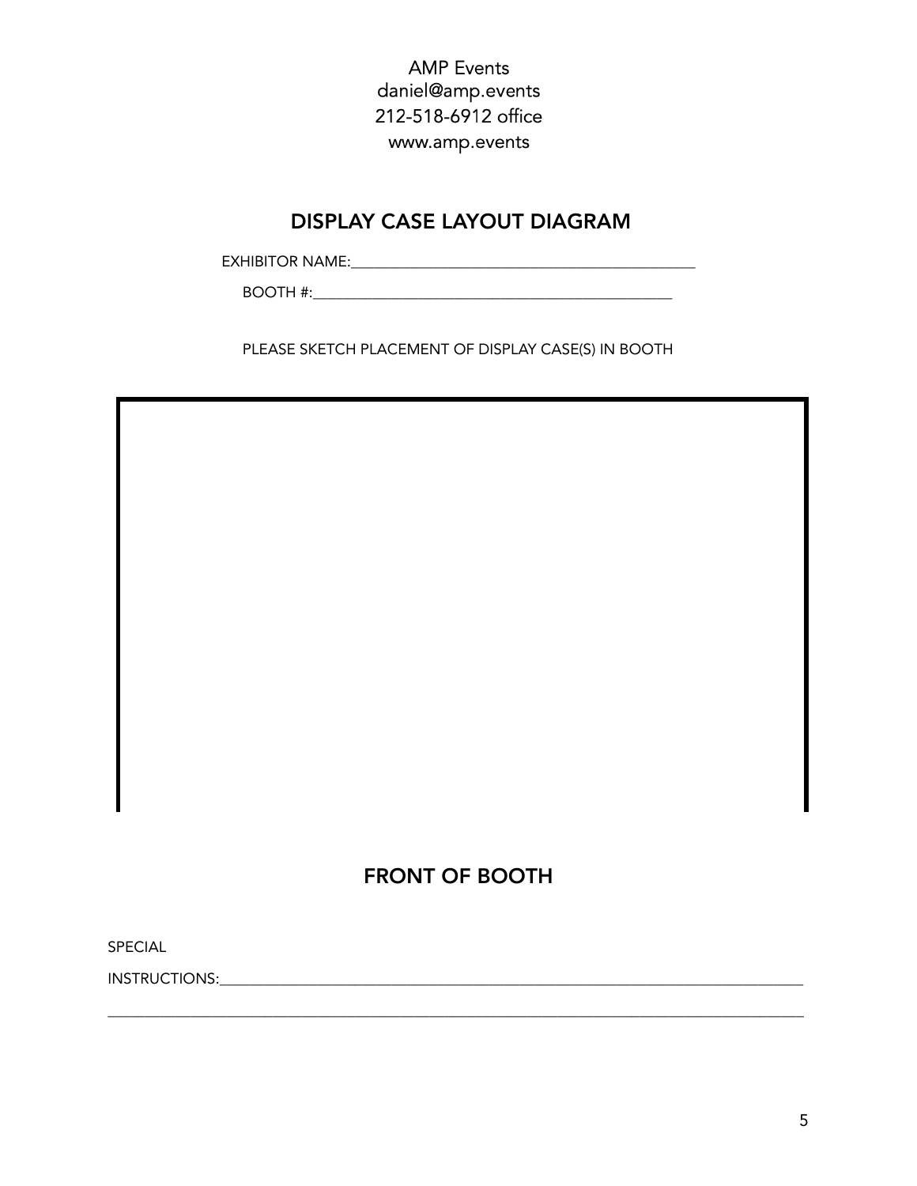AMP Events
daniel@amp.events
212-518-6912 office
www.amp.events

## DISPLAY CASE LAYOUT DIAGRAM

EXHIBITOR NAME:_____________________________________________

BOOTH #:_______________________________________________

PLEASE SKETCH PLACEMENT OF DISPLAY CASE(S) IN BOOTH

## FRONT OF BOOTH

SPECIAL

INSTRUCTIONS:_______________________________________________________________________________

_____________________________________________________________________________________________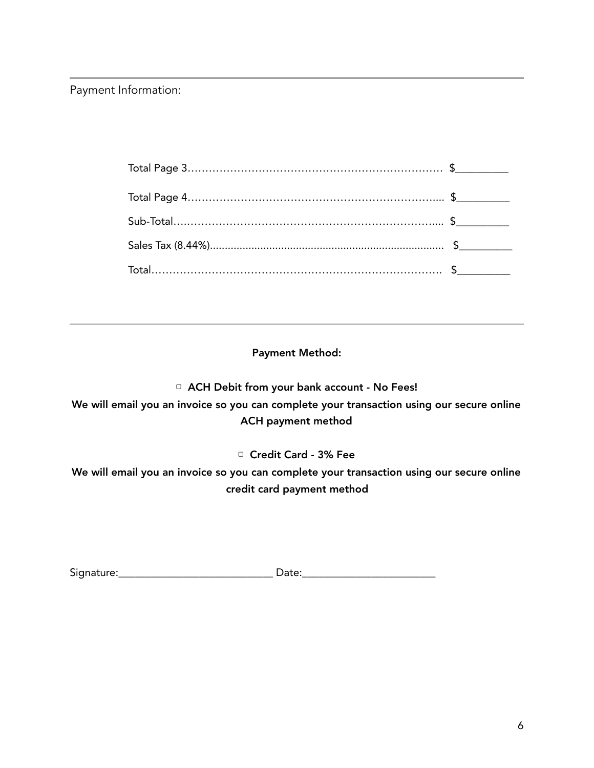Payment Information:

Total Page 3………………………………………………………………… $_________

Total Page 4…………………………………………………………….... $_________

Sub-Total………………………………………………………………... $_________

Sales Tax (8.44%)............................................................................ $_________

Total………………………………………………………………………. $_________

---

**Payment Method:**

▢ **ACH Debit from your bank account - No Fees!**

**We will email you an invoice so you can complete your transaction using our secure online ACH payment method**

▢ **Credit Card - 3% Fee**

**We will email you an invoice so you can complete your transaction using our secure online credit card payment method**

Signature:___________________________ Date:________________________